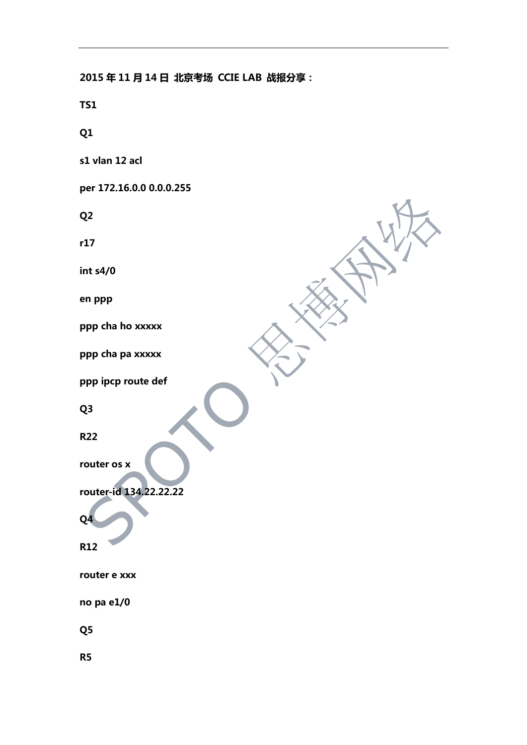**2015 年 11 月 14 日 北京考场 CCIE LAB 战报分享：**

**TS1**

**Q1**

**s1 vlan 12 acl**

**per 172.16.0.0 0.0.0.255**

**Q2**

**r17**

**int s4/0**

**en ppp**

**ppp cha ho xxxxx**

**ppp cha pa xxxxx**

**ppp ipcp route def**

**Q3**

**R22**

**router os x**

**router-id 134.22.22.22**

**Q4**

**R12**

**router e xxx**

**no pa e1/0**

**Q5**

**R5**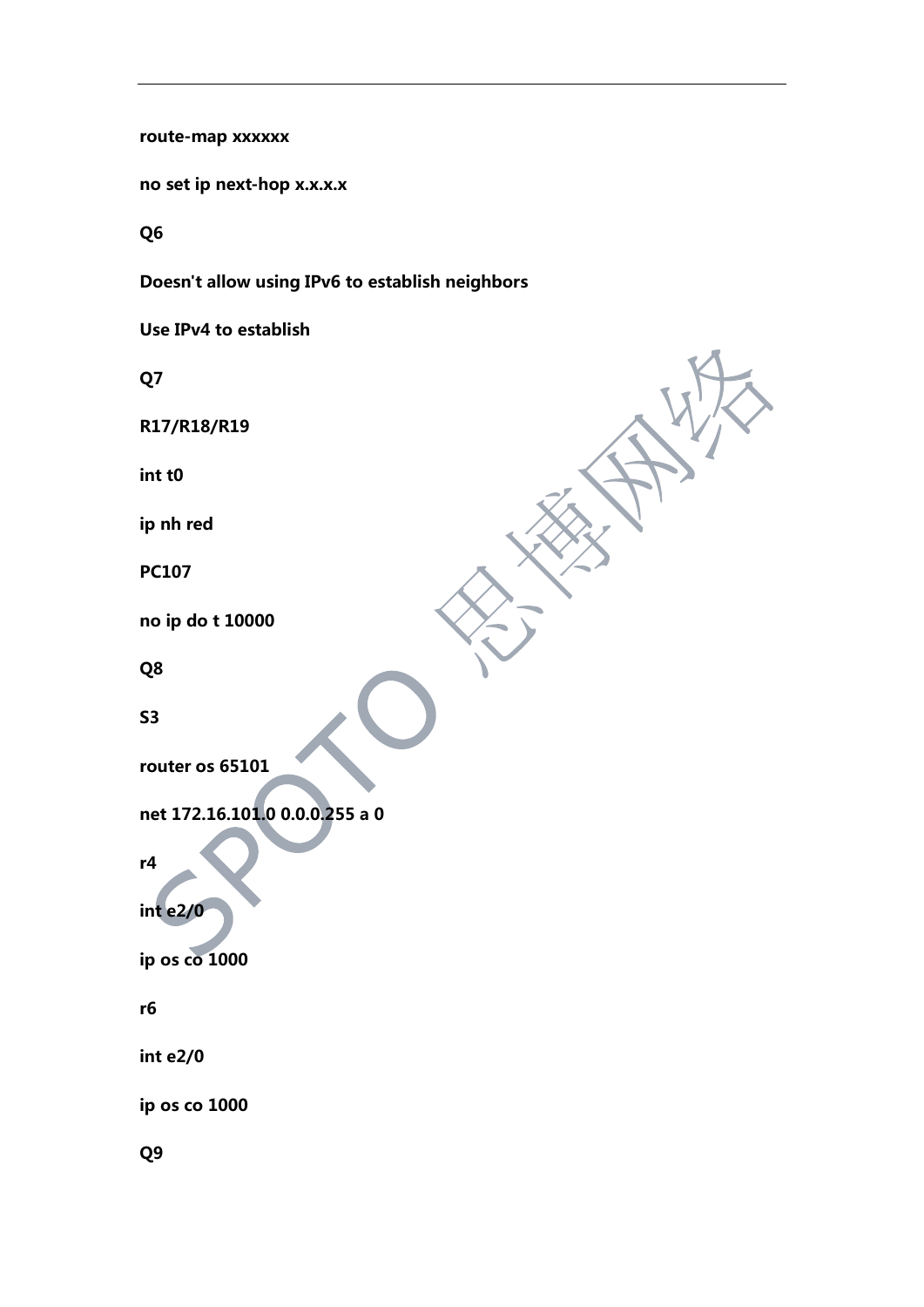**route-map xxxxxx**

**no set ip next-hop x.x.x.x**

**Q6**

**Doesn't allow using IPv6 to establish neighbors**

**Use IPv4 to establish**

**Q7**

**R17/R18/R19**

**int t0**

**ip nh red**

**PC107**

**no ip do t 10000**

**Q8**

**S3**

**router os 65101**

**net 172.16.101.0 0.0.0.255 a 0**

**r4**

**int e2/0**

**ip os co 1000**

**r6**

**int e2/0**

**ip os co 1000**

**Q9**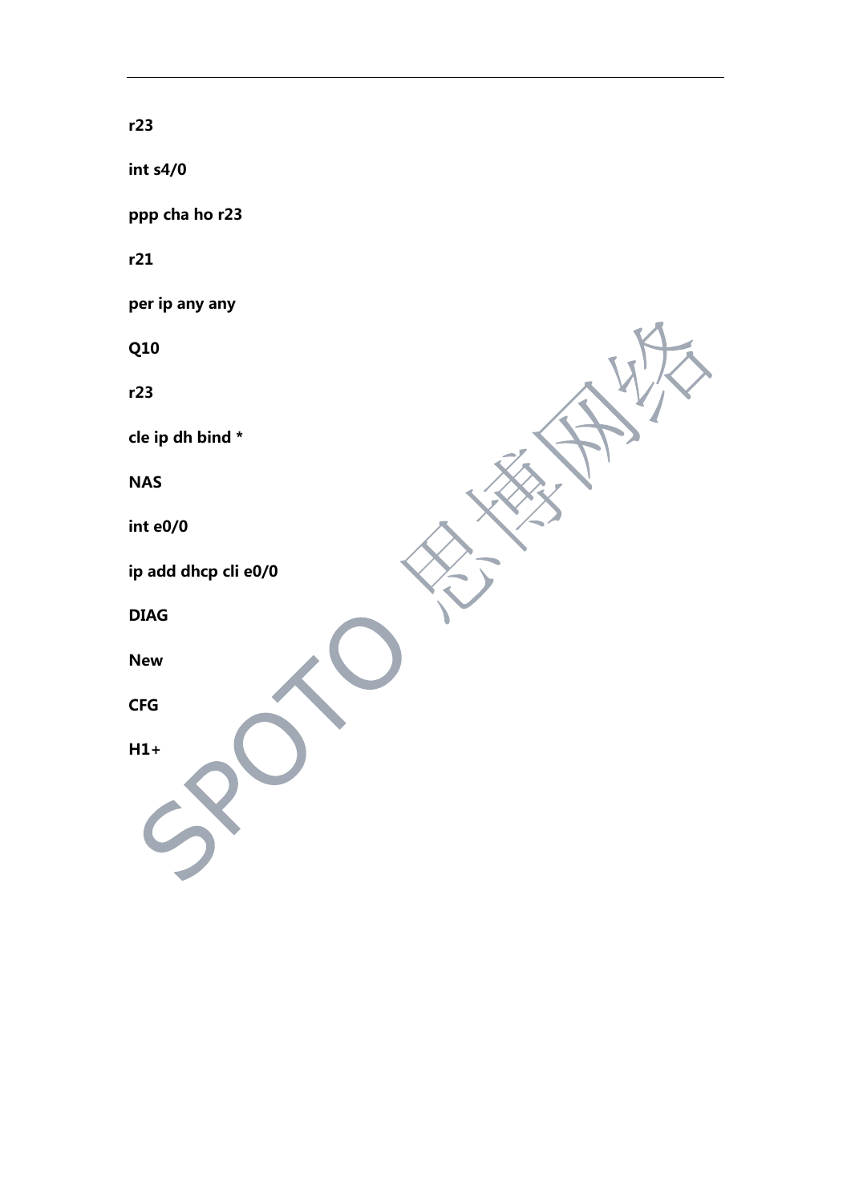**r23**

**int s4/0**

**ppp cha ho r23**

**r21**

**per ip any any**

**Q10**

**r23**

**cle ip dh bind ***

**NAS**

**int e0/0**

**ip add dhcp cli e0/0**

**DIAG**

**New**

**CFG**

**H1+**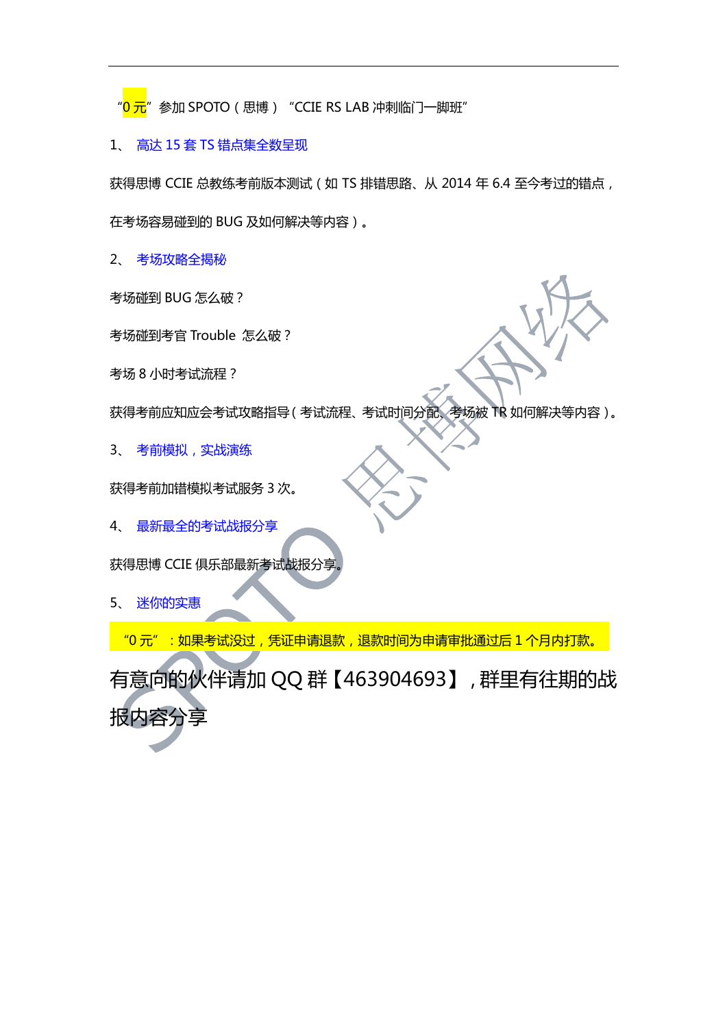“0 元”参加 SPOTO（思博）“CCIE RS LAB 冲刺临门一脚班”

1、 高达 15 套 TS 错点集全数呈现

获得思博 CCIE 总教练考前版本测试（如 TS 排错思路、从 2014 年 6.4 至今考过的错点，在考场容易碰到的 BUG 及如何解决等内容）。

2、 考场攻略全揭秘

考场碰到 BUG 怎么破？

考场碰到考官 Trouble 怎么破？

考场 8 小时考试流程？

获得考前应知应会考试攻略指导（考试流程、考试时间分配、考场被 TR 如何解决等内容）。

3、 考前模拟，实战演练

获得考前加错模拟考试服务 3 次。

4、 最新最全的考试战报分享

获得思博 CCIE 俱乐部最新考试战报分享。

5、 迷你的实惠

“0 元”：如果考试没过，凭证申请退款，退款时间为申请审批通过后 1 个月内打款。

有意向的伙伴请加 QQ 群【463904693】，群里有往期的战报内容分享